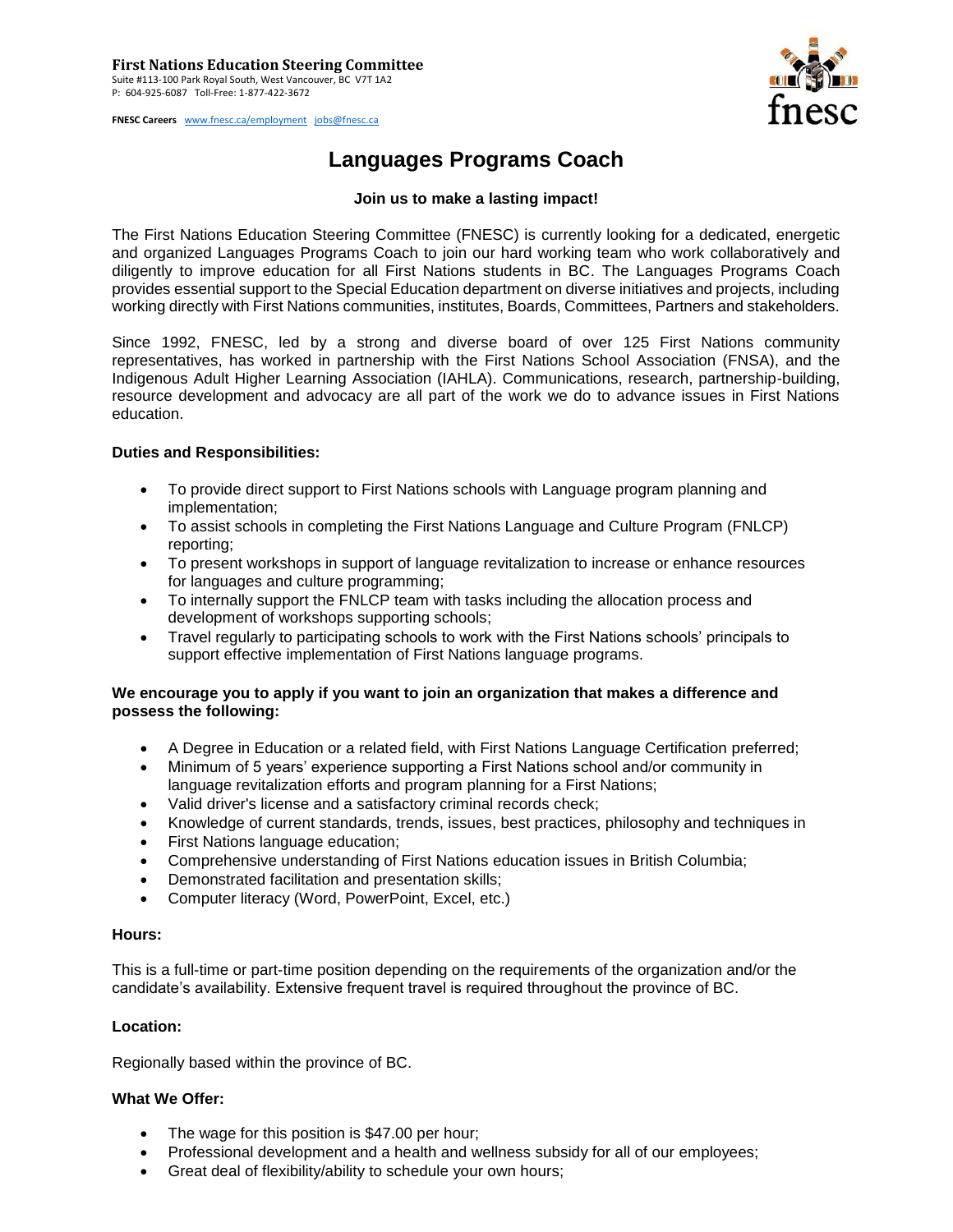**First Nations Education Steering Committee**
Suite #113-100 Park Royal South, West Vancouver, BC V7T 1A2
P: 604-925-6087 Toll-Free: 1-877-422-3672

**FNESC Careers** www.fnesc.ca/employment jobs@fnesc.ca

fnesc

# Languages Programs Coach

**Join us to make a lasting impact!**

The First Nations Education Steering Committee (FNESC) is currently looking for a dedicated, energetic and organized Languages Programs Coach to join our hard working team who work collaboratively and diligently to improve education for all First Nations students in BC. The Languages Programs Coach provides essential support to the Special Education department on diverse initiatives and projects, including working directly with First Nations communities, institutes, Boards, Committees, Partners and stakeholders.

Since 1992, FNESC, led by a strong and diverse board of over 125 First Nations community representatives, has worked in partnership with the First Nations School Association (FNSA), and the Indigenous Adult Higher Learning Association (IAHLA). Communications, research, partnership-building, resource development and advocacy are all part of the work we do to advance issues in First Nations education.

**Duties and Responsibilities:**

- To provide direct support to First Nations schools with Language program planning and implementation;
- To assist schools in completing the First Nations Language and Culture Program (FNLCP) reporting;
- To present workshops in support of language revitalization to increase or enhance resources for languages and culture programming;
- To internally support the FNLCP team with tasks including the allocation process and development of workshops supporting schools;
- Travel regularly to participating schools to work with the First Nations schools' principals to support effective implementation of First Nations language programs.

**We encourage you to apply if you want to join an organization that makes a difference and possess the following:**

- A Degree in Education or a related field, with First Nations Language Certification preferred;
- Minimum of 5 years' experience supporting a First Nations school and/or community in language revitalization efforts and program planning for a First Nations;
- Valid driver's license and a satisfactory criminal records check;
- Knowledge of current standards, trends, issues, best practices, philosophy and techniques in
- First Nations language education;
- Comprehensive understanding of First Nations education issues in British Columbia;
- Demonstrated facilitation and presentation skills;
- Computer literacy (Word, PowerPoint, Excel, etc.)

**Hours:**

This is a full-time or part-time position depending on the requirements of the organization and/or the candidate's availability. Extensive frequent travel is required throughout the province of BC.

**Location:**

Regionally based within the province of BC.

**What We Offer:**

- The wage for this position is $47.00 per hour;
- Professional development and a health and wellness subsidy for all of our employees;
- Great deal of flexibility/ability to schedule your own hours;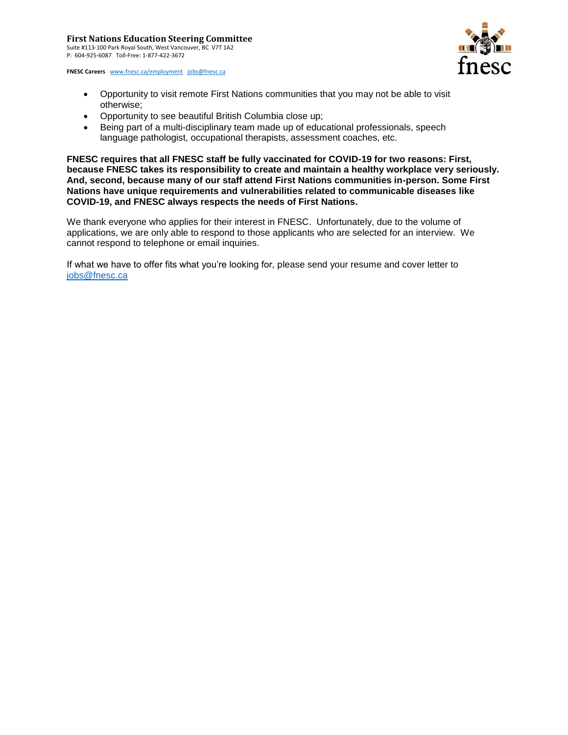- Opportunity to visit remote First Nations communities that you may not be able to visit otherwise;
- Opportunity to see beautiful British Columbia close up;
- Being part of a multi-disciplinary team made up of educational professionals, speech language pathologist, occupational therapists, assessment coaches, etc.

**FNESC requires that all FNESC staff be fully vaccinated for COVID-19 for two reasons: First, because FNESC takes its responsibility to create and maintain a healthy workplace very seriously. And, second, because many of our staff attend First Nations communities in-person. Some First Nations have unique requirements and vulnerabilities related to communicable diseases like COVID-19, and FNESC always respects the needs of First Nations.**

We thank everyone who applies for their interest in FNESC. Unfortunately, due to the volume of applications, we are only able to respond to those applicants who are selected for an interview. We cannot respond to telephone or email inquiries.

If what we have to offer fits what you're looking for, please send your resume and cover letter to [jobs@fnesc.ca](mailto:jobs@fnesc.ca)